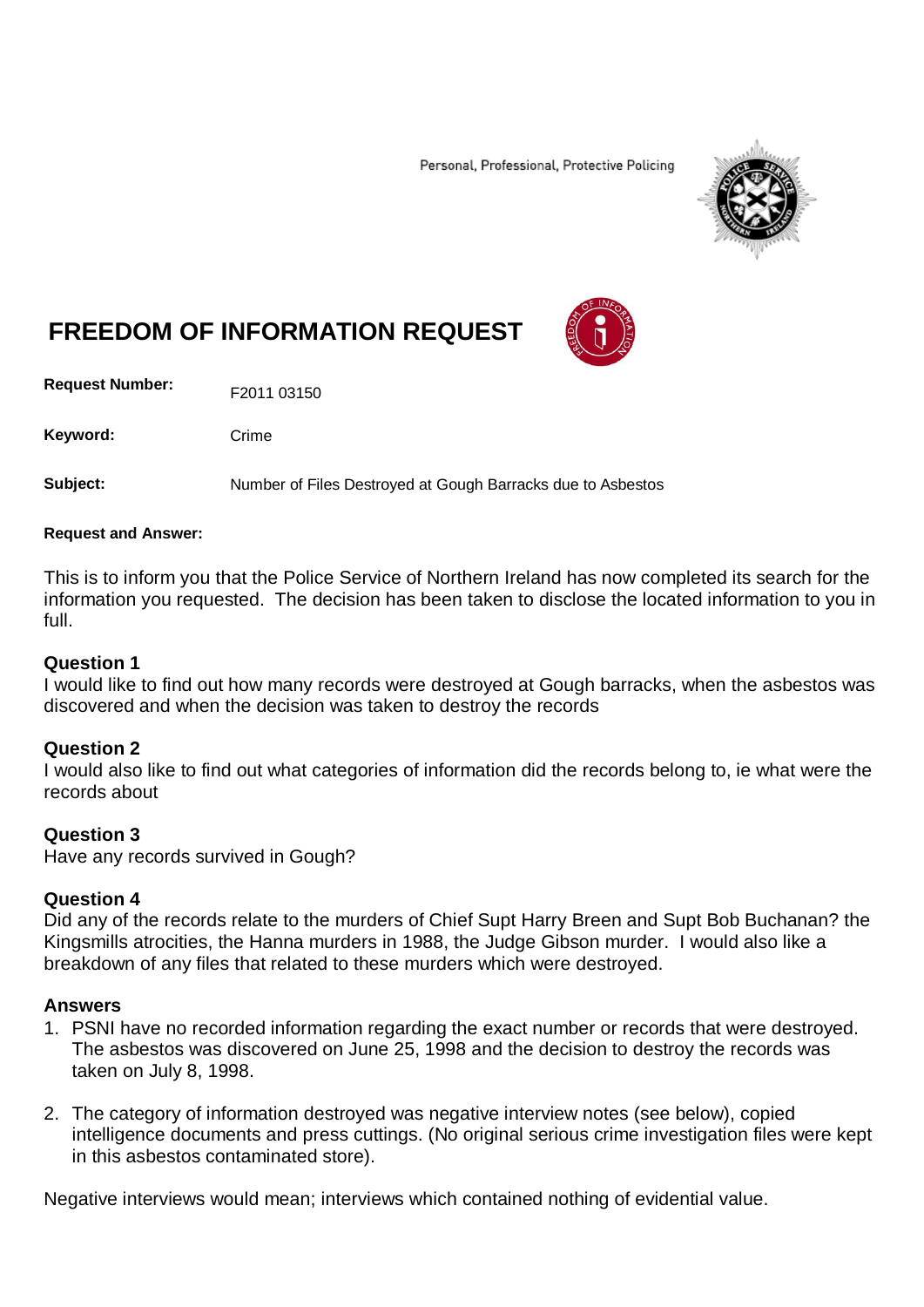Personal, Professional, Protective Policing

# FREEDOM OF INFORMATION REQUEST

**Request Number:** F2011 03150

**Keyword:** Crime

**Subject:** Number of Files Destroyed at Gough Barracks due to Asbestos

**Request and Answer:**

This is to inform you that the Police Service of Northern Ireland has now completed its search for the information you requested. The decision has been taken to disclose the located information to you in full.

### Question 1

I would like to find out how many records were destroyed at Gough barracks, when the asbestos was discovered and when the decision was taken to destroy the records

### Question 2

I would also like to find out what categories of information did the records belong to, ie what were the records about

### Question 3

Have any records survived in Gough?

### Question 4

Did any of the records relate to the murders of Chief Supt Harry Breen and Supt Bob Buchanan? the Kingsmills atrocities, the Hanna murders in 1988, the Judge Gibson murder. I would also like a breakdown of any files that related to these murders which were destroyed.

### Answers

1. PSNI have no recorded information regarding the exact number or records that were destroyed. The asbestos was discovered on June 25, 1998 and the decision to destroy the records was taken on July 8, 1998.

2. The category of information destroyed was negative interview notes (see below), copied intelligence documents and press cuttings. (No original serious crime investigation files were kept in this asbestos contaminated store).

Negative interviews would mean; interviews which contained nothing of evidential value.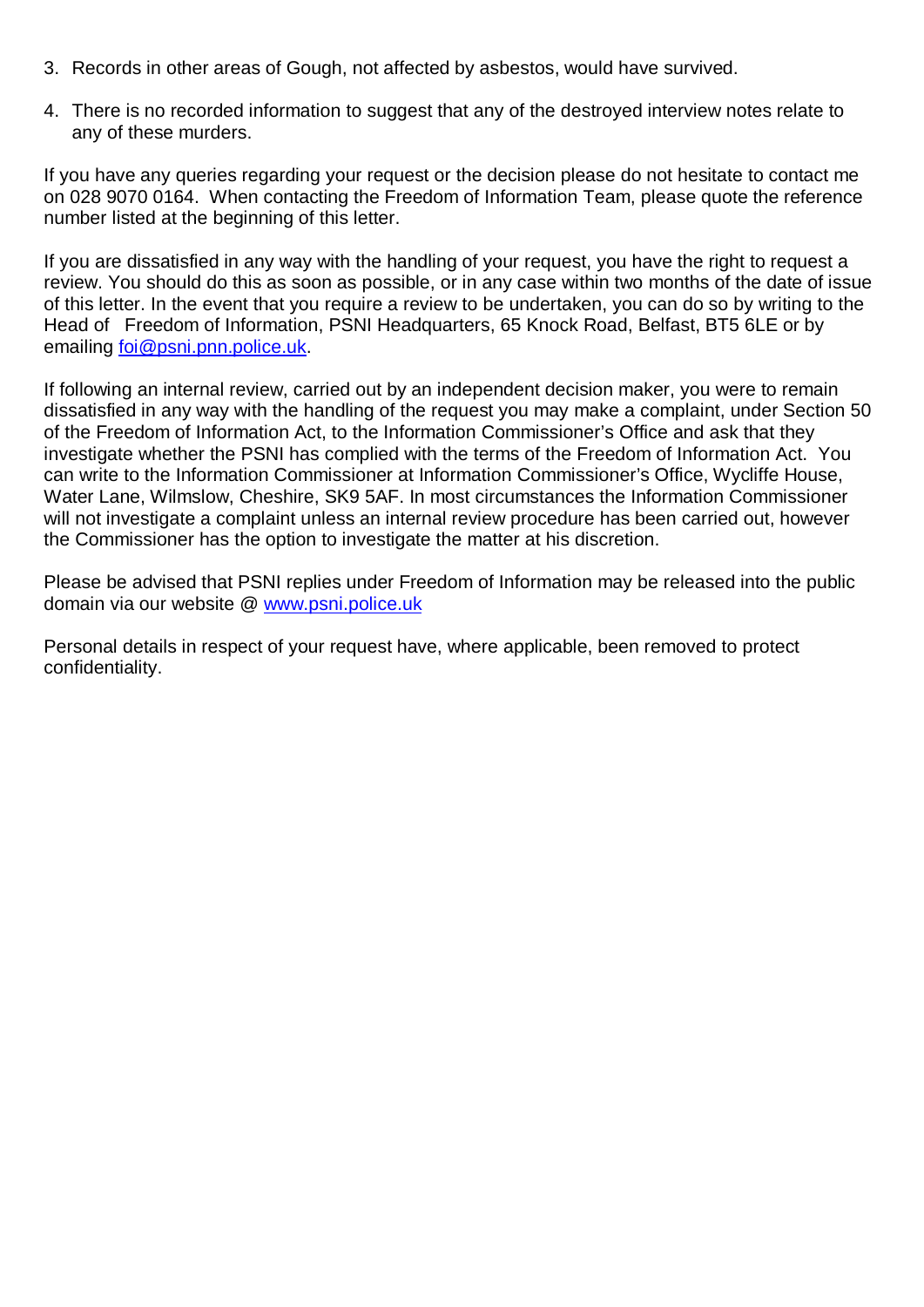3. Records in other areas of Gough, not affected by asbestos, would have survived.

4. There is no recorded information to suggest that any of the destroyed interview notes relate to any of these murders.

If you have any queries regarding your request or the decision please do not hesitate to contact me on 028 9070 0164. When contacting the Freedom of Information Team, please quote the reference number listed at the beginning of this letter.

If you are dissatisfied in any way with the handling of your request, you have the right to request a review. You should do this as soon as possible, or in any case within two months of the date of issue of this letter. In the event that you require a review to be undertaken, you can do so by writing to the Head of Freedom of Information, PSNI Headquarters, 65 Knock Road, Belfast, BT5 6LE or by emailing foi@psni.pnn.police.uk.

If following an internal review, carried out by an independent decision maker, you were to remain dissatisfied in any way with the handling of the request you may make a complaint, under Section 50 of the Freedom of Information Act, to the Information Commissioner's Office and ask that they investigate whether the PSNI has complied with the terms of the Freedom of Information Act. You can write to the Information Commissioner at Information Commissioner's Office, Wycliffe House, Water Lane, Wilmslow, Cheshire, SK9 5AF. In most circumstances the Information Commissioner will not investigate a complaint unless an internal review procedure has been carried out, however the Commissioner has the option to investigate the matter at his discretion.

Please be advised that PSNI replies under Freedom of Information may be released into the public domain via our website @ www.psni.police.uk

Personal details in respect of your request have, where applicable, been removed to protect confidentiality.